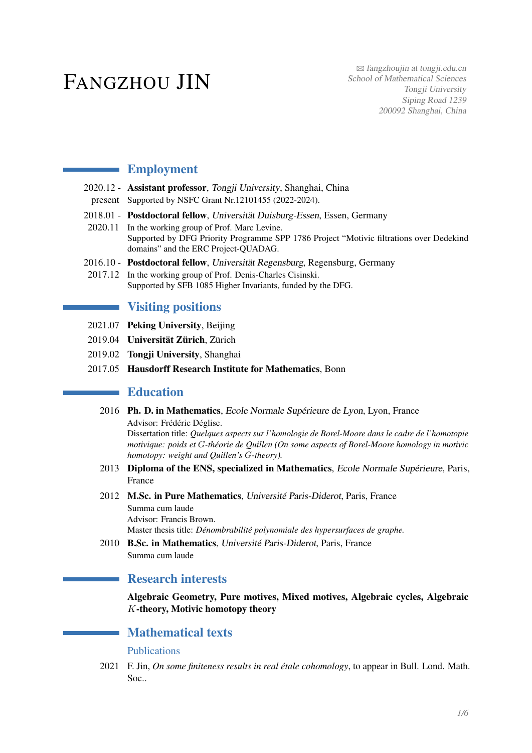# FANGZHOU JIN

✉ *fangzhoujin at tongji.edu.cn*
*School of Mathematical Sciences*
*Tongji University*
*Siping Road 1239*
*200092 Shanghai, China*

## Employment

2020.12 - present **Assistant professor**, *Tongji University*, Shanghai, China
Supported by NSFC Grant Nr.12101455 (2022-2024).

2018.01 - 2020.11 **Postdoctoral fellow**, *Universität Duisburg-Essen*, Essen, Germany
In the working group of Prof. Marc Levine.
Supported by DFG Priority Programme SPP 1786 Project "Motivic filtrations over Dedekind domains" and the ERC Project-QUADAG.

2016.10 - 2017.12 **Postdoctoral fellow**, *Universität Regensburg*, Regensburg, Germany
In the working group of Prof. Denis-Charles Cisinski.
Supported by SFB 1085 Higher Invariants, funded by the DFG.

## Visiting positions

2021.07 **Peking University**, Beijing

2019.04 **Universität Zürich**, Zürich

2019.02 **Tongji University**, Shanghai

2017.05 **Hausdorff Research Institute for Mathematics**, Bonn

## Education

2016 **Ph. D. in Mathematics**, *Ecole Normale Supérieure de Lyon*, Lyon, France
Advisor: Frédéric Déglise.
Dissertation title: *Quelques aspects sur l'homologie de Borel-Moore dans le cadre de l'homotopie motivique: poids et G-théorie de Quillen (On some aspects of Borel-Moore homology in motivic homotopy: weight and Quillen's G-theory).*

2013 **Diploma of the ENS, specialized in Mathematics**, *Ecole Normale Supérieure*, Paris, France

2012 **M.Sc. in Pure Mathematics**, *Université Paris-Diderot*, Paris, France
Summa cum laude
Advisor: Francis Brown.
Master thesis title: *Dénombrabilité polynomiale des hypersurfaces de graphe.*

2010 **B.Sc. in Mathematics**, *Université Paris-Diderot*, Paris, France
Summa cum laude

## Research interests

**Algebraic Geometry, Pure motives, Mixed motives, Algebraic cycles, Algebraic $K$-theory, Motivic homotopy theory**

## Mathematical texts

### Publications

2021 F. Jin, *On some finiteness results in real étale cohomology*, to appear in Bull. Lond. Math. Soc..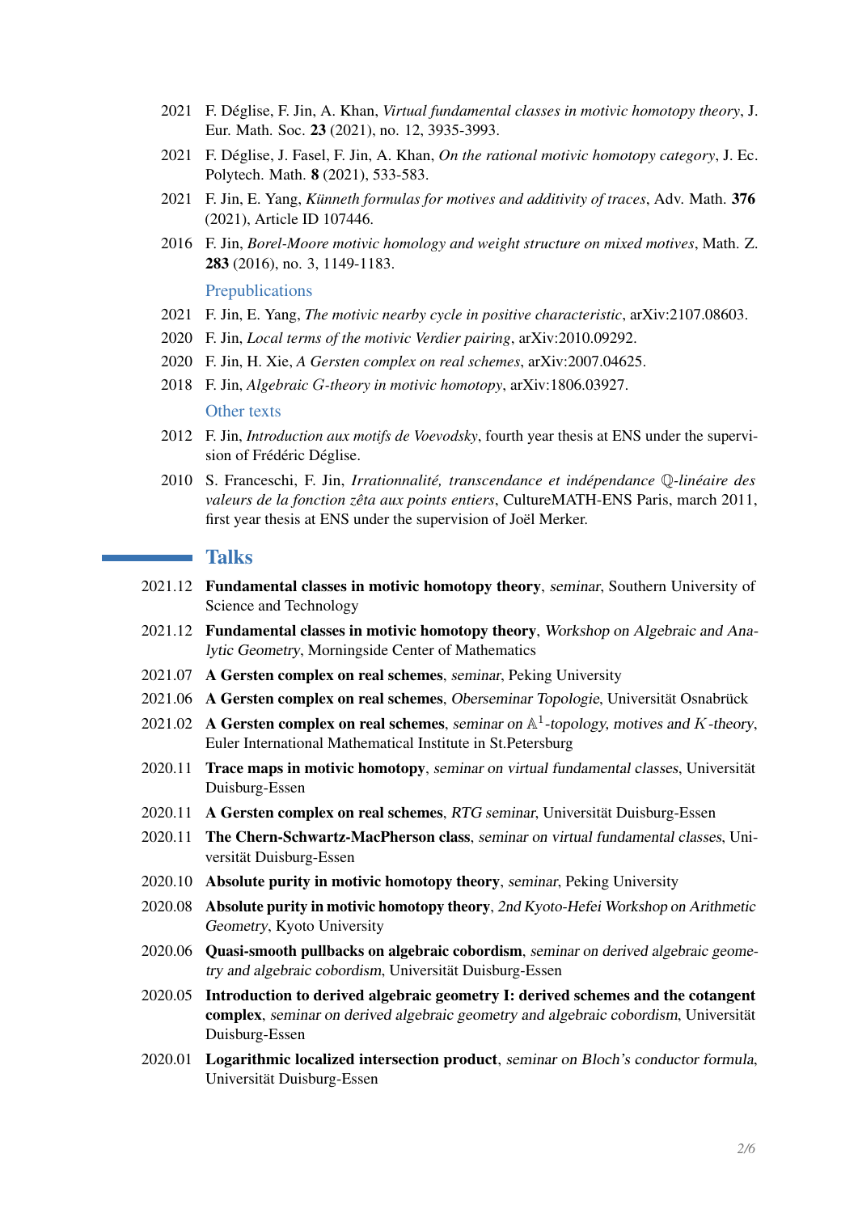2021 F. Déglise, F. Jin, A. Khan, *Virtual fundamental classes in motivic homotopy theory*, J. Eur. Math. Soc. **23** (2021), no. 12, 3935-3993.

2021 F. Déglise, J. Fasel, F. Jin, A. Khan, *On the rational motivic homotopy category*, J. Ec. Polytech. Math. **8** (2021), 533-583.

2021 F. Jin, E. Yang, *Künneth formulas for motives and additivity of traces*, Adv. Math. **376** (2021), Article ID 107446.

2016 F. Jin, *Borel-Moore motivic homology and weight structure on mixed motives*, Math. Z. **283** (2016), no. 3, 1149-1183.

### Prepublications

2021 F. Jin, E. Yang, *The motivic nearby cycle in positive characteristic*, arXiv:2107.08603.

2020 F. Jin, *Local terms of the motivic Verdier pairing*, arXiv:2010.09292.

2020 F. Jin, H. Xie, *A Gersten complex on real schemes*, arXiv:2007.04625.

2018 F. Jin, *Algebraic $G$-theory in motivic homotopy*, arXiv:1806.03927.

### Other texts

2012 F. Jin, *Introduction aux motifs de Voevodsky*, fourth year thesis at ENS under the supervision of Frédéric Déglise.

2010 S. Franceschi, F. Jin, *Irrationnalité, transcendance et indépendance $\mathbb{Q}$-linéaire des valeurs de la fonction zêta aux points entiers*, CultureMATH-ENS Paris, march 2011, first year thesis at ENS under the supervision of Joël Merker.

## Talks

2021.12 **Fundamental classes in motivic homotopy theory**, *seminar*, Southern University of Science and Technology

2021.12 **Fundamental classes in motivic homotopy theory**, *Workshop on Algebraic and Analytic Geometry*, Morningside Center of Mathematics

2021.07 **A Gersten complex on real schemes**, *seminar*, Peking University

2021.06 **A Gersten complex on real schemes**, *Oberseminar Topologie*, Universität Osnabrück

2021.02 **A Gersten complex on real schemes**, *seminar on $\mathbb{A}^1$-topology, motives and $K$-theory*, Euler International Mathematical Institute in St.Petersburg

2020.11 **Trace maps in motivic homotopy**, *seminar on virtual fundamental classes*, Universität Duisburg-Essen

2020.11 **A Gersten complex on real schemes**, *RTG seminar*, Universität Duisburg-Essen

2020.11 **The Chern-Schwartz-MacPherson class**, *seminar on virtual fundamental classes*, Universität Duisburg-Essen

2020.10 **Absolute purity in motivic homotopy theory**, *seminar*, Peking University

2020.08 **Absolute purity in motivic homotopy theory**, *2nd Kyoto-Hefei Workshop on Arithmetic Geometry*, Kyoto University

2020.06 **Quasi-smooth pullbacks on algebraic cobordism**, *seminar on derived algebraic geometry and algebraic cobordism*, Universität Duisburg-Essen

2020.05 **Introduction to derived algebraic geometry I: derived schemes and the cotangent complex**, *seminar on derived algebraic geometry and algebraic cobordism*, Universität Duisburg-Essen

2020.01 **Logarithmic localized intersection product**, *seminar on Bloch's conductor formula*, Universität Duisburg-Essen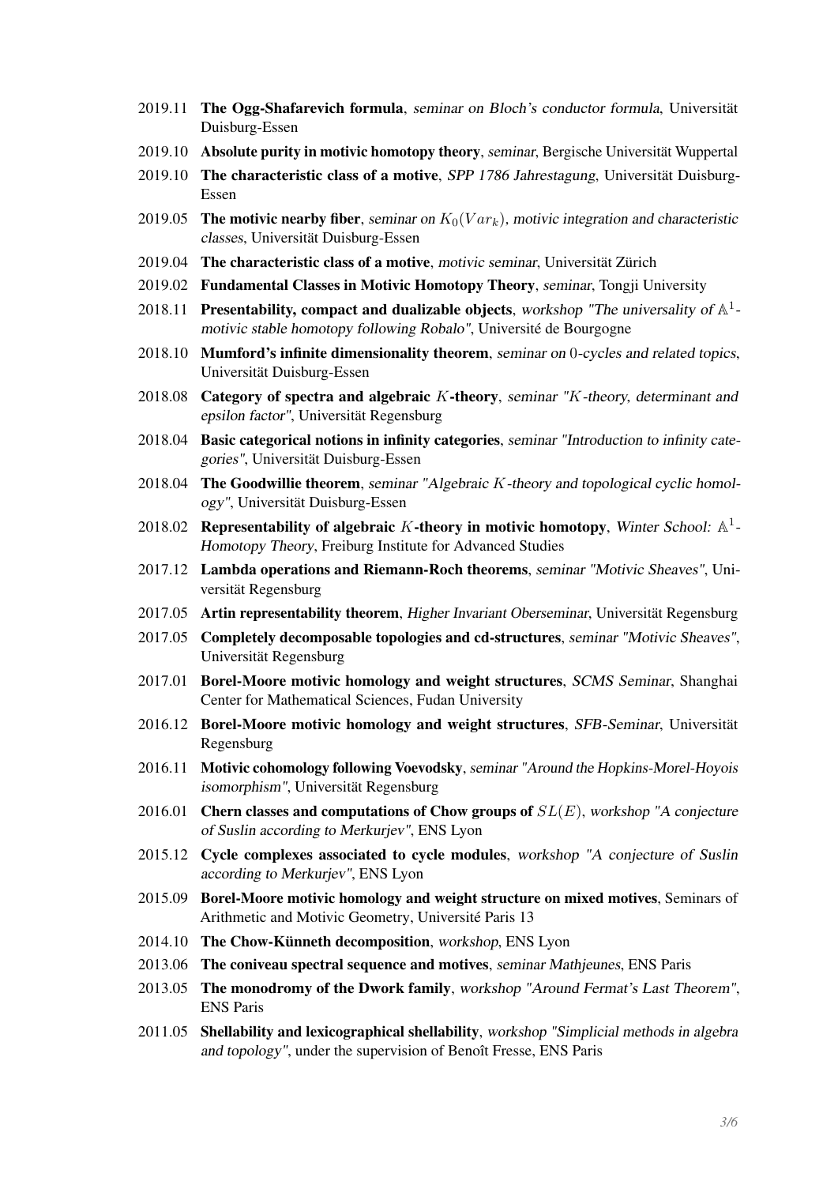- 2019.11 **The Ogg-Shafarevich formula**, *seminar on Bloch's conductor formula*, Universität Duisburg-Essen
- 2019.10 **Absolute purity in motivic homotopy theory**, *seminar*, Bergische Universität Wuppertal
- 2019.10 **The characteristic class of a motive**, *SPP 1786 Jahrestagung*, Universität Duisburg-Essen
- 2019.05 **The motivic nearby fiber**, *seminar on $K_0(Var_k)$, motivic integration and characteristic classes*, Universität Duisburg-Essen
- 2019.04 **The characteristic class of a motive**, *motivic seminar*, Universität Zürich
- 2019.02 **Fundamental Classes in Motivic Homotopy Theory**, *seminar*, Tongji University
- 2018.11 **Presentability, compact and dualizable objects**, *workshop "The universality of $\mathbb{A}^1$-motivic stable homotopy following Robalo"*, Université de Bourgogne
- 2018.10 **Mumford's infinite dimensionality theorem**, *seminar on 0-cycles and related topics*, Universität Duisburg-Essen
- 2018.08 **Category of spectra and algebraic $K$-theory**, *seminar "$K$-theory, determinant and epsilon factor"*, Universität Regensburg
- 2018.04 **Basic categorical notions in infinity categories**, *seminar "Introduction to infinity categories"*, Universität Duisburg-Essen
- 2018.04 **The Goodwillie theorem**, *seminar "Algebraic $K$-theory and topological cyclic homology"*, Universität Duisburg-Essen
- 2018.02 **Representability of algebraic $K$-theory in motivic homotopy**, *Winter School: $\mathbb{A}^1$-Homotopy Theory*, Freiburg Institute for Advanced Studies
- 2017.12 **Lambda operations and Riemann-Roch theorems**, *seminar "Motivic Sheaves"*, Universität Regensburg
- 2017.05 **Artin representability theorem**, *Higher Invariant Oberseminar*, Universität Regensburg
- 2017.05 **Completely decomposable topologies and cd-structures**, *seminar "Motivic Sheaves"*, Universität Regensburg
- 2017.01 **Borel-Moore motivic homology and weight structures**, *SCMS Seminar*, Shanghai Center for Mathematical Sciences, Fudan University
- 2016.12 **Borel-Moore motivic homology and weight structures**, *SFB-Seminar*, Universität Regensburg
- 2016.11 **Motivic cohomology following Voevodsky**, *seminar "Around the Hopkins-Morel-Hoyois isomorphism"*, Universität Regensburg
- 2016.01 **Chern classes and computations of Chow groups of $SL(E)$**, *workshop "A conjecture of Suslin according to Merkurjev"*, ENS Lyon
- 2015.12 **Cycle complexes associated to cycle modules**, *workshop "A conjecture of Suslin according to Merkurjev"*, ENS Lyon
- 2015.09 **Borel-Moore motivic homology and weight structure on mixed motives**, Seminars of Arithmetic and Motivic Geometry, Université Paris 13
- 2014.10 **The Chow-Künneth decomposition**, *workshop*, ENS Lyon
- 2013.06 **The coniveau spectral sequence and motives**, *seminar Mathjeunes*, ENS Paris
- 2013.05 **The monodromy of the Dwork family**, *workshop "Around Fermat's Last Theorem"*, ENS Paris
- 2011.05 **Shellability and lexicographical shellability**, *workshop "Simplicial methods in algebra and topology"*, under the supervision of Benoît Fresse, ENS Paris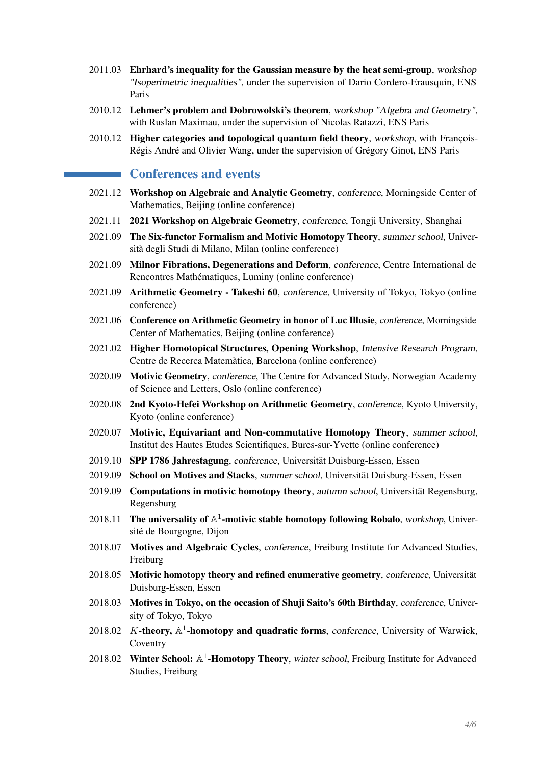- 2011.03 **Ehrhard's inequality for the Gaussian measure by the heat semi-group**, *workshop "Isoperimetric inequalities"*, under the supervision of Dario Cordero-Erausquin, ENS Paris
- 2010.12 **Lehmer's problem and Dobrowolski's theorem**, *workshop "Algebra and Geometry"*, with Ruslan Maximau, under the supervision of Nicolas Ratazzi, ENS Paris
- 2010.12 **Higher categories and topological quantum field theory**, *workshop*, with François-Régis André and Olivier Wang, under the supervision of Grégory Ginot, ENS Paris

## Conferences and events

- 2021.12 **Workshop on Algebraic and Analytic Geometry**, *conference*, Morningside Center of Mathematics, Beijing (online conference)
- 2021.11 **2021 Workshop on Algebraic Geometry**, *conference*, Tongji University, Shanghai
- 2021.09 **The Six-functor Formalism and Motivic Homotopy Theory**, *summer school*, Università degli Studi di Milano, Milan (online conference)
- 2021.09 **Milnor Fibrations, Degenerations and Deform**, *conference*, Centre International de Rencontres Mathématiques, Luminy (online conference)
- 2021.09 **Arithmetic Geometry - Takeshi 60**, *conference*, University of Tokyo, Tokyo (online conference)
- 2021.06 **Conference on Arithmetic Geometry in honor of Luc Illusie**, *conference*, Morningside Center of Mathematics, Beijing (online conference)
- 2021.02 **Higher Homotopical Structures, Opening Workshop**, *Intensive Research Program*, Centre de Recerca Matemàtica, Barcelona (online conference)
- 2020.09 **Motivic Geometry**, *conference*, The Centre for Advanced Study, Norwegian Academy of Science and Letters, Oslo (online conference)
- 2020.08 **2nd Kyoto-Hefei Workshop on Arithmetic Geometry**, *conference*, Kyoto University, Kyoto (online conference)
- 2020.07 **Motivic, Equivariant and Non-commutative Homotopy Theory**, *summer school*, Institut des Hautes Etudes Scientifiques, Bures-sur-Yvette (online conference)
- 2019.10 **SPP 1786 Jahrestagung**, *conference*, Universität Duisburg-Essen, Essen
- 2019.09 **School on Motives and Stacks**, *summer school*, Universität Duisburg-Essen, Essen
- 2019.09 **Computations in motivic homotopy theory**, *autumn school*, Universität Regensburg, Regensburg
- 2018.11 **The universality of $\mathbb{A}^1$-motivic stable homotopy following Robalo**, *workshop*, Université de Bourgogne, Dijon
- 2018.07 **Motives and Algebraic Cycles**, *conference*, Freiburg Institute for Advanced Studies, Freiburg
- 2018.05 **Motivic homotopy theory and refined enumerative geometry**, *conference*, Universität Duisburg-Essen, Essen
- 2018.03 **Motives in Tokyo, on the occasion of Shuji Saito's 60th Birthday**, *conference*, University of Tokyo, Tokyo
- 2018.02 **$K$-theory, $\mathbb{A}^1$-homotopy and quadratic forms**, *conference*, University of Warwick, Coventry
- 2018.02 **Winter School: $\mathbb{A}^1$-Homotopy Theory**, *winter school*, Freiburg Institute for Advanced Studies, Freiburg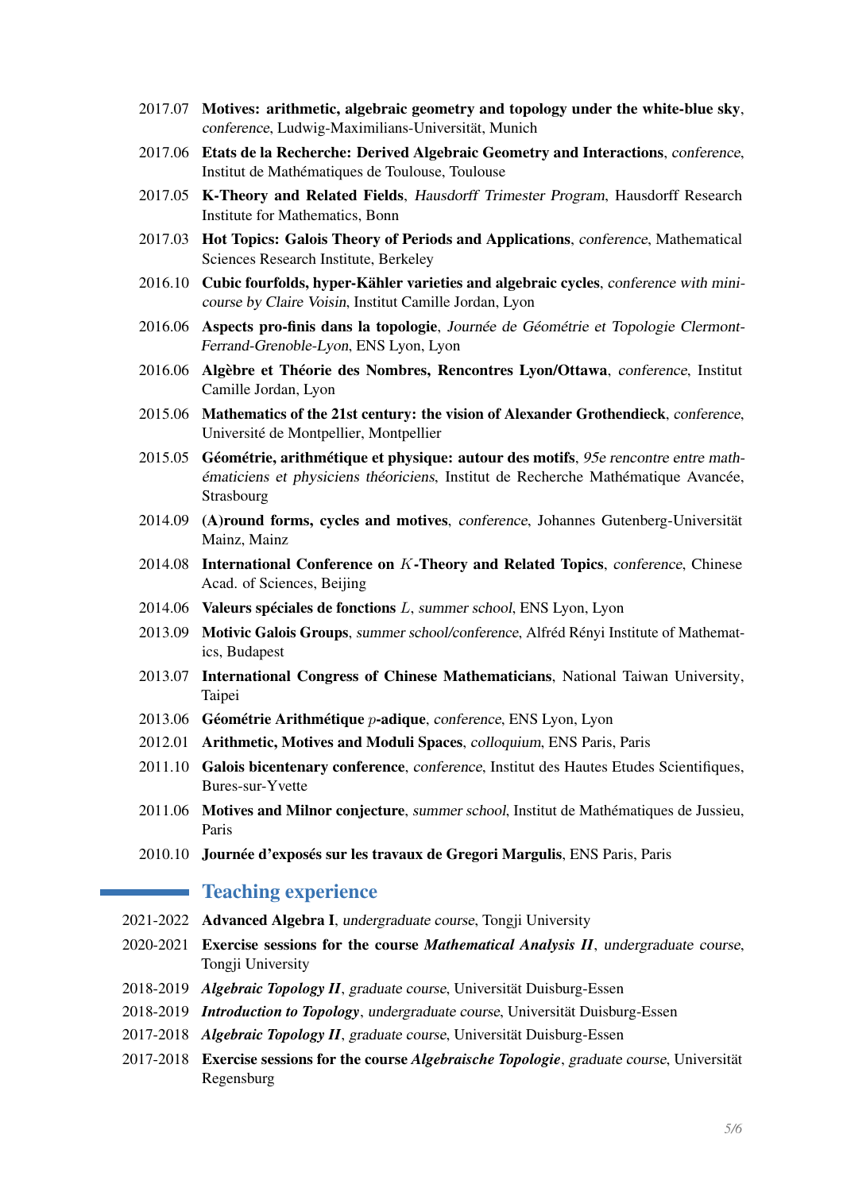2017.07 **Motives: arithmetic, algebraic geometry and topology under the white-blue sky**, *conference*, Ludwig-Maximilians-Universität, Munich

2017.06 **Etats de la Recherche: Derived Algebraic Geometry and Interactions**, *conference*, Institut de Mathématiques de Toulouse, Toulouse

2017.05 **K-Theory and Related Fields**, *Hausdorff Trimester Program*, Hausdorff Research Institute for Mathematics, Bonn

2017.03 **Hot Topics: Galois Theory of Periods and Applications**, *conference*, Mathematical Sciences Research Institute, Berkeley

2016.10 **Cubic fourfolds, hyper-Kähler varieties and algebraic cycles**, *conference with mini-course by Claire Voisin*, Institut Camille Jordan, Lyon

2016.06 **Aspects pro-finis dans la topologie**, *Journée de Géométrie et Topologie Clermont-Ferrand-Grenoble-Lyon*, ENS Lyon, Lyon

2016.06 **Algèbre et Théorie des Nombres, Rencontres Lyon/Ottawa**, *conference*, Institut Camille Jordan, Lyon

2015.06 **Mathematics of the 21st century: the vision of Alexander Grothendieck**, *conference*, Université de Montpellier, Montpellier

2015.05 **Géométrie, arithmétique et physique: autour des motifs**, *95e rencontre entre mathématiciens et physiciens théoriciens*, Institut de Recherche Mathématique Avancée, Strasbourg

2014.09 **(A)round forms, cycles and motives**, *conference*, Johannes Gutenberg-Universität Mainz, Mainz

2014.08 **International Conference on $K$-Theory and Related Topics**, *conference*, Chinese Acad. of Sciences, Beijing

2014.06 **Valeurs spéciales de fonctions $L$**, *summer school*, ENS Lyon, Lyon

2013.09 **Motivic Galois Groups**, *summer school/conference*, Alfréd Rényi Institute of Mathematics, Budapest

2013.07 **International Congress of Chinese Mathematicians**, National Taiwan University, Taipei

2013.06 **Géométrie Arithmétique $p$-adique**, *conference*, ENS Lyon, Lyon

2012.01 **Arithmetic, Motives and Moduli Spaces**, *colloquium*, ENS Paris, Paris

2011.10 **Galois bicentenary conference**, *conference*, Institut des Hautes Etudes Scientifiques, Bures-sur-Yvette

2011.06 **Motives and Milnor conjecture**, *summer school*, Institut de Mathématiques de Jussieu, Paris

2010.10 **Journée d'exposés sur les travaux de Gregori Margulis**, ENS Paris, Paris

## Teaching experience

2021-2022 **Advanced Algebra I**, *undergraduate course*, Tongji University

2020-2021 **Exercise sessions for the course *Mathematical Analysis II***, *undergraduate course*, Tongji University

2018-2019 ***Algebraic Topology II***, *graduate course*, Universität Duisburg-Essen

2018-2019 ***Introduction to Topology***, *undergraduate course*, Universität Duisburg-Essen

2017-2018 ***Algebraic Topology II***, *graduate course*, Universität Duisburg-Essen

2017-2018 **Exercise sessions for the course *Algebraische Topologie***, *graduate course*, Universität Regensburg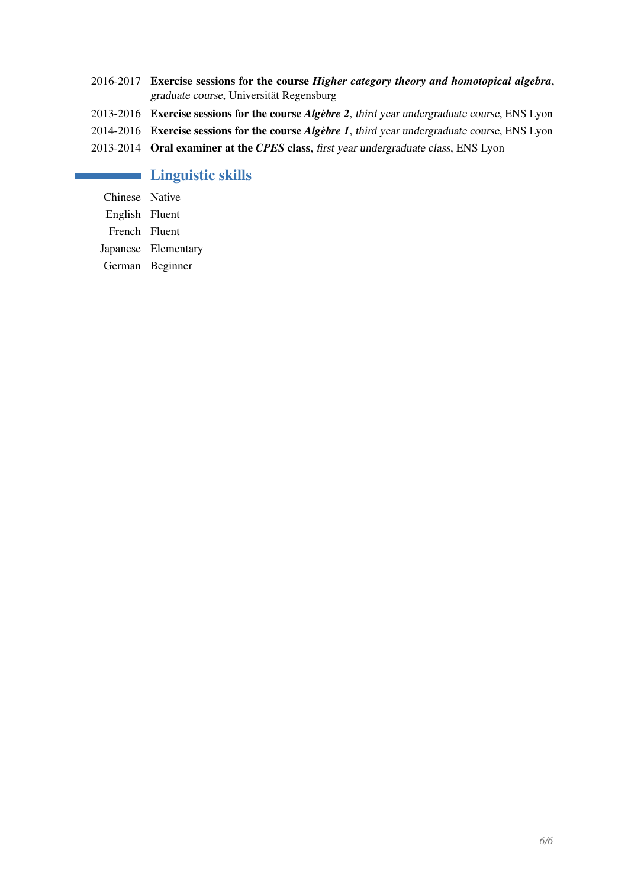2016-2017 **Exercise sessions for the course *Higher category theory and homotopical algebra***, *graduate course*, Universität Regensburg

2013-2016 **Exercise sessions for the course *Algèbre 2***, *third year undergraduate course*, ENS Lyon

2014-2016 **Exercise sessions for the course *Algèbre 1***, *third year undergraduate course*, ENS Lyon

2013-2014 **Oral examiner at the *CPES* class**, *first year undergraduate class*, ENS Lyon

## Linguistic skills

| | |
|---|---|
| Chinese | Native |
| English | Fluent |
| French | Fluent |
| Japanese | Elementary |
| German | Beginner |